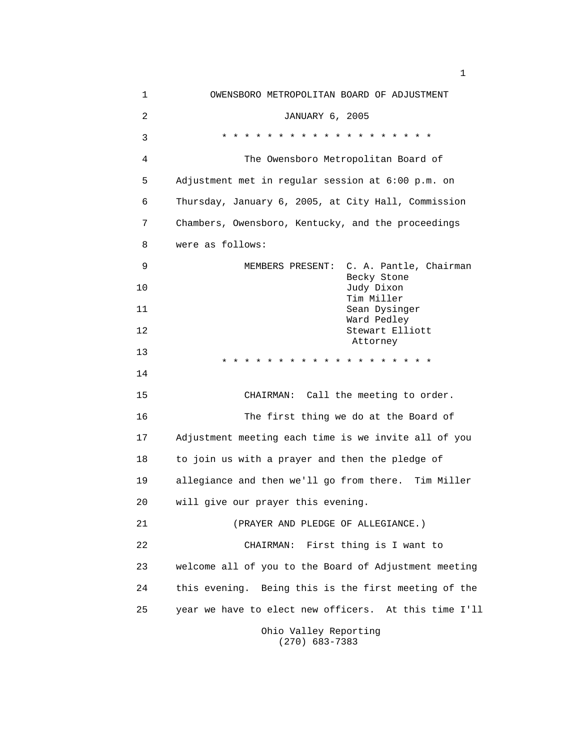OWENSBORO METROPOLITAN BOARD OF ADJUSTMENT

JANUARY 6, 2005

* * * * * * * * * * * * * * * * * * * *

The Owensboro Metropolitan Board of Adjustment met in regular session at 6:00 p.m. on Thursday, January 6, 2005, at City Hall, Commission Chambers, Owensboro, Kentucky, and the proceedings were as follows:

MEMBERS PRESENT:
- C. A. Pantle, Chairman
- Becky Stone
- Judy Dixon
- Tim Miller
- Sean Dysinger
- Ward Pedley
- Stewart Elliott, Attorney

* * * * * * * * * * * * * * * * * * * *

CHAIRMAN: Call the meeting to order.

The first thing we do at the Board of Adjustment meeting each time is we invite all of you to join us with a prayer and then the pledge of allegiance and then we'll go from there. Tim Miller will give our prayer this evening.

(PRAYER AND PLEDGE OF ALLEGIANCE.)

CHAIRMAN: First thing is I want to welcome all of you to the Board of Adjustment meeting this evening. Being this is the first meeting of the year we have to elect new officers. At this time I'll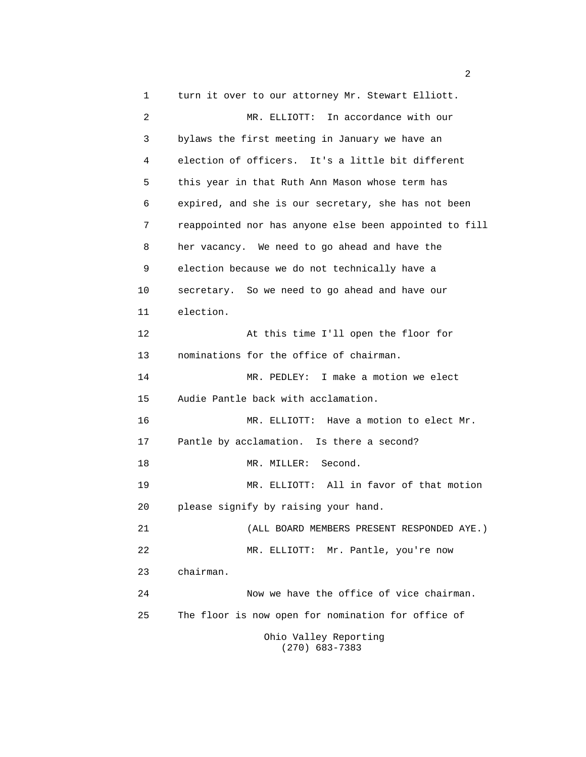turn it over to our attorney Mr. Stewart Elliott.

MR. ELLIOTT: In accordance with our bylaws the first meeting in January we have an election of officers. It's a little bit different this year in that Ruth Ann Mason whose term has expired, and she is our secretary, she has not been reappointed nor has anyone else been appointed to fill her vacancy. We need to go ahead and have the election because we do not technically have a secretary. So we need to go ahead and have our election.

At this time I'll open the floor for nominations for the office of chairman.

MR. PEDLEY: I make a motion we elect Audie Pantle back with acclamation.

MR. ELLIOTT: Have a motion to elect Mr. Pantle by acclamation. Is there a second?

MR. MILLER: Second.

MR. ELLIOTT: All in favor of that motion please signify by raising your hand.

(ALL BOARD MEMBERS PRESENT RESPONDED AYE.)

MR. ELLIOTT: Mr. Pantle, you're now chairman.

Now we have the office of vice chairman. The floor is now open for nomination for office of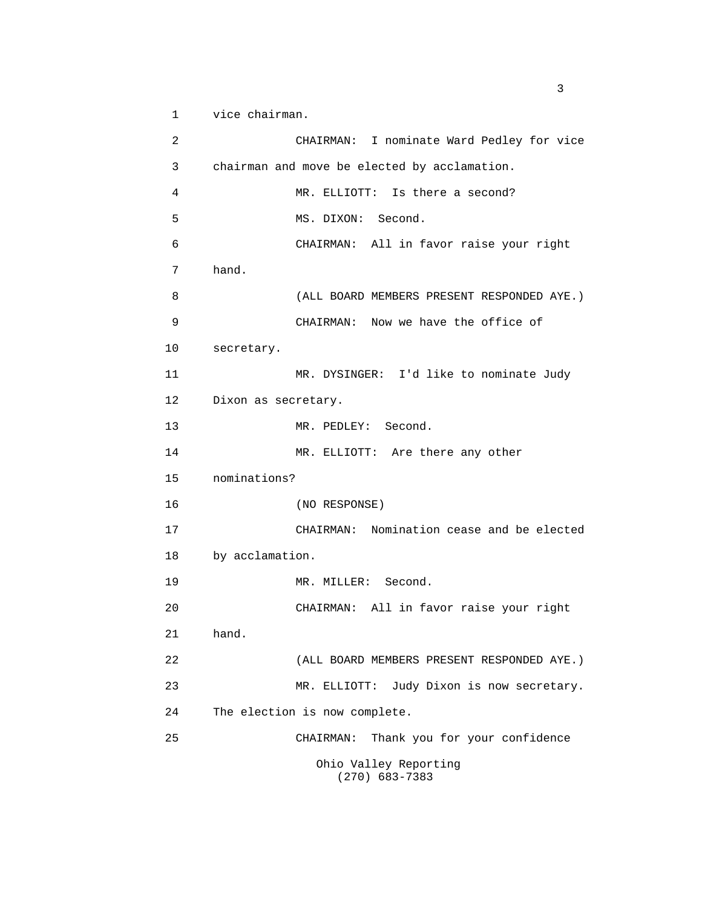1 vice chairman.

2 CHAIRMAN: I nominate Ward Pedley for vice

3 chairman and move be elected by acclamation.

4 MR. ELLIOTT: Is there a second?

5 MS. DIXON: Second.

6 CHAIRMAN: All in favor raise your right

7 hand.

8 (ALL BOARD MEMBERS PRESENT RESPONDED AYE.)

9 CHAIRMAN: Now we have the office of

10 secretary.

11 MR. DYSINGER: I'd like to nominate Judy

12 Dixon as secretary.

13 MR. PEDLEY: Second.

14 MR. ELLIOTT: Are there any other

15 nominations?

16 (NO RESPONSE)

17 CHAIRMAN: Nomination cease and be elected

18 by acclamation.

19 MR. MILLER: Second.

20 CHAIRMAN: All in favor raise your right

21 hand.

22 (ALL BOARD MEMBERS PRESENT RESPONDED AYE.)

23 MR. ELLIOTT: Judy Dixon is now secretary.

24 The election is now complete.

25 CHAIRMAN: Thank you for your confidence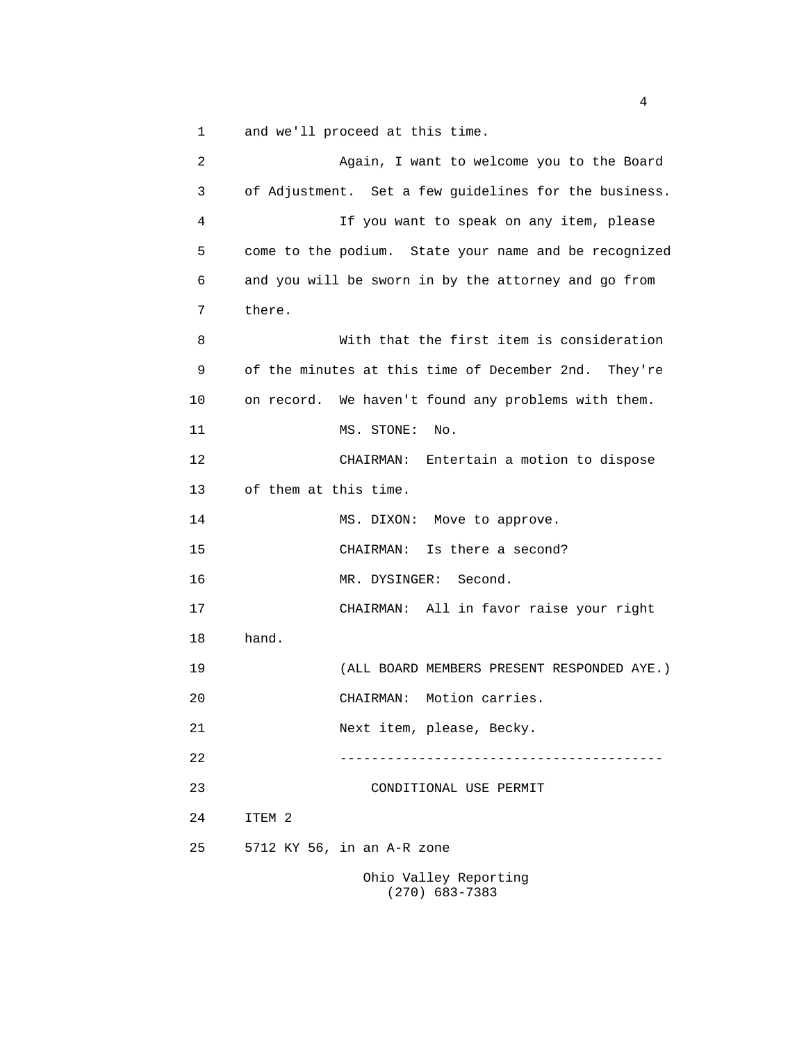and we'll proceed at this time.

Again, I want to welcome you to the Board of Adjustment. Set a few guidelines for the business.

If you want to speak on any item, please come to the podium. State your name and be recognized and you will be sworn in by the attorney and go from there.

With that the first item is consideration of the minutes at this time of December 2nd. They're on record. We haven't found any problems with them.

MS. STONE: No.

CHAIRMAN: Entertain a motion to dispose of them at this time.

MS. DIXON: Move to approve.

CHAIRMAN: Is there a second?

MR. DYSINGER: Second.

CHAIRMAN: All in favor raise your right hand.

(ALL BOARD MEMBERS PRESENT RESPONDED AYE.)

CHAIRMAN: Motion carries.

Next item, please, Becky.

---

CONDITIONAL USE PERMIT

ITEM 2

5712 KY 56, in an A-R zone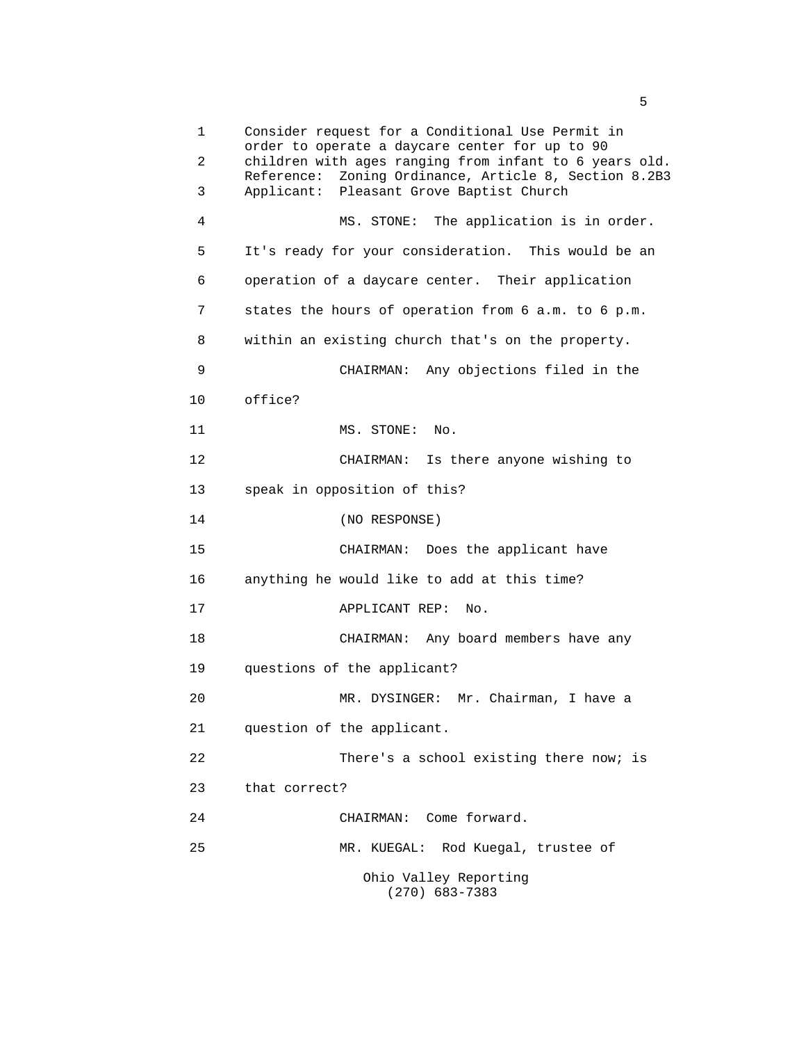Consider request for a Conditional Use Permit in order to operate a daycare center for up to 90 children with ages ranging from infant to 6 years old.
Reference: Zoning Ordinance, Article 8, Section 8.2B3
Applicant: Pleasant Grove Baptist Church

MS. STONE: The application is in order. It's ready for your consideration. This would be an operation of a daycare center. Their application states the hours of operation from 6 a.m. to 6 p.m. within an existing church that's on the property.

CHAIRMAN: Any objections filed in the office?

MS. STONE: No.

CHAIRMAN: Is there anyone wishing to speak in opposition of this?

(NO RESPONSE)

CHAIRMAN: Does the applicant have anything he would like to add at this time?

APPLICANT REP: No.

CHAIRMAN: Any board members have any questions of the applicant?

MR. DYSINGER: Mr. Chairman, I have a question of the applicant.

There's a school existing there now; is that correct?

CHAIRMAN: Come forward.

MR. KUEGAL: Rod Kuegal, trustee of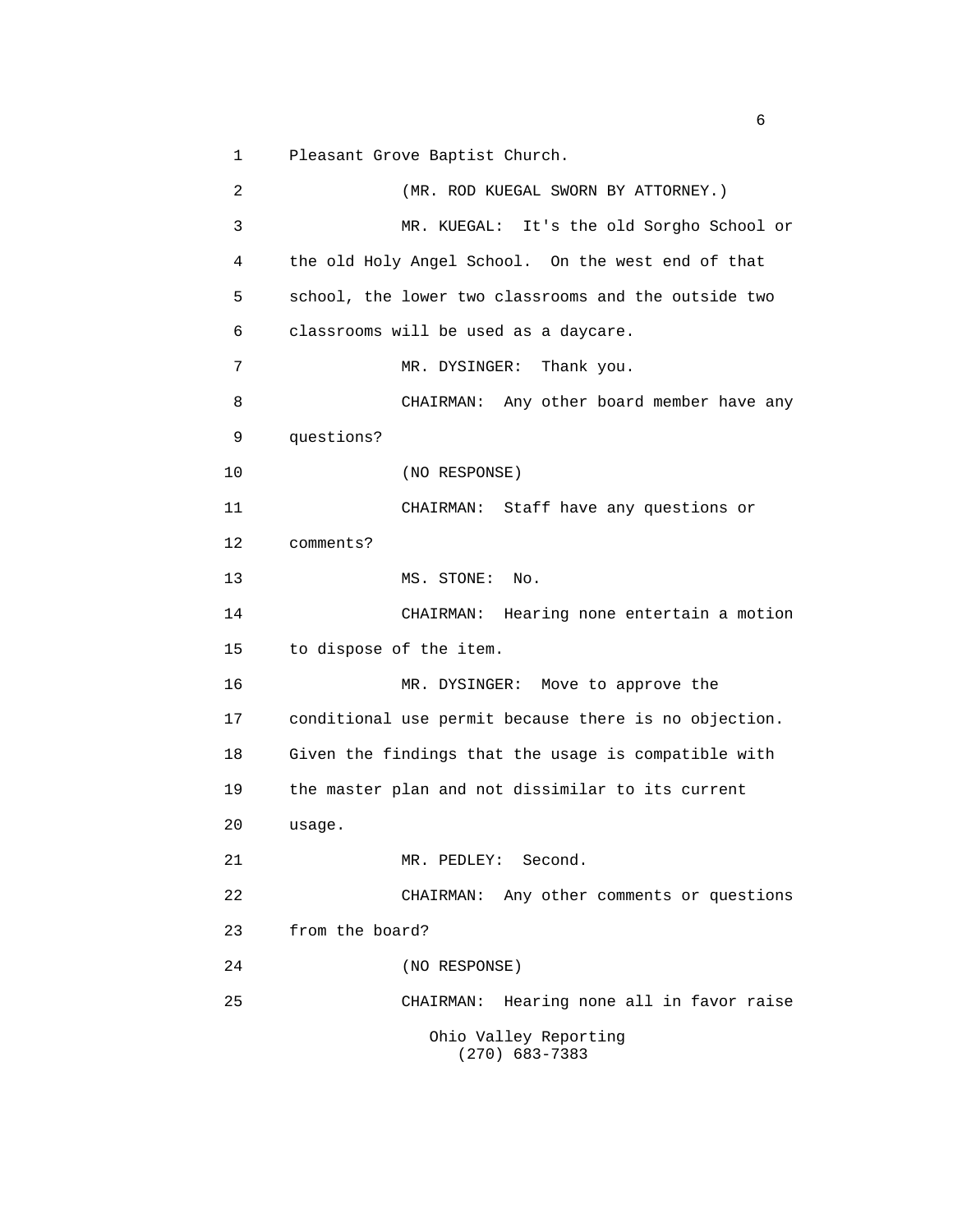1 Pleasant Grove Baptist Church.

2 (MR. ROD KUEGAL SWORN BY ATTORNEY.)

3 MR. KUEGAL: It's the old Sorgho School or

4 the old Holy Angel School. On the west end of that

5 school, the lower two classrooms and the outside two

6 classrooms will be used as a daycare.

7 MR. DYSINGER: Thank you.

8 CHAIRMAN: Any other board member have any

9 questions?

10 (NO RESPONSE)

11 CHAIRMAN: Staff have any questions or

12 comments?

13 MS. STONE: No.

14 CHAIRMAN: Hearing none entertain a motion

15 to dispose of the item.

16 MR. DYSINGER: Move to approve the

17 conditional use permit because there is no objection.

18 Given the findings that the usage is compatible with

19 the master plan and not dissimilar to its current

20 usage.

21 MR. PEDLEY: Second.

22 CHAIRMAN: Any other comments or questions

23 from the board?

24 (NO RESPONSE)

25 CHAIRMAN: Hearing none all in favor raise

Ohio Valley Reporting
(270) 683-7383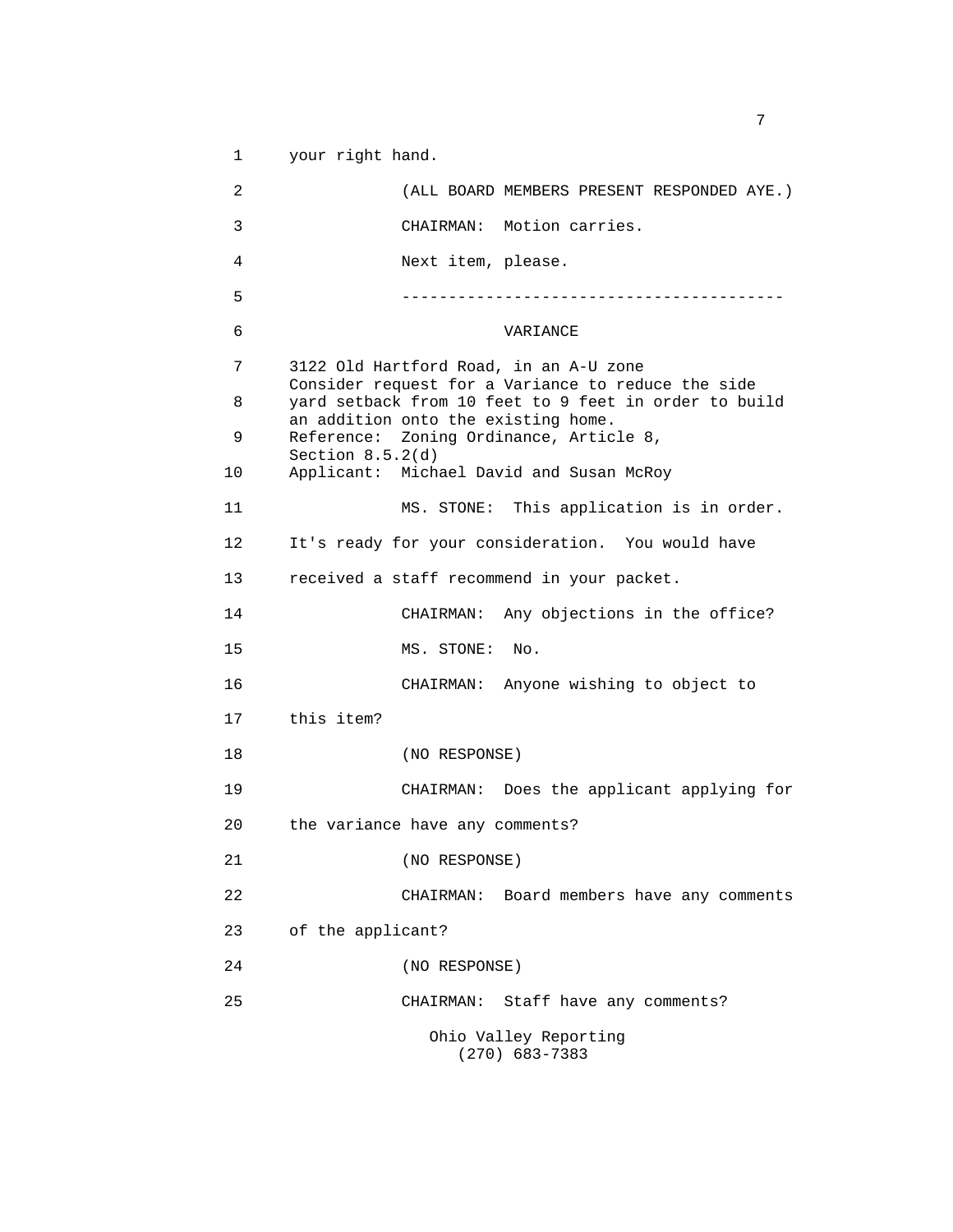your right hand.

(ALL BOARD MEMBERS PRESENT RESPONDED AYE.)

CHAIRMAN: Motion carries.

Next item, please.

----------------------------------------

VARIANCE

3122 Old Hartford Road, in an A-U zone
Consider request for a Variance to reduce the side yard setback from 10 feet to 9 feet in order to build an addition onto the existing home.
Reference: Zoning Ordinance, Article 8, Section 8.5.2(d)
Applicant: Michael David and Susan McRoy

MS. STONE: This application is in order. It's ready for your consideration. You would have received a staff recommend in your packet.

CHAIRMAN: Any objections in the office?

MS. STONE: No.

CHAIRMAN: Anyone wishing to object to this item?

(NO RESPONSE)

CHAIRMAN: Does the applicant applying for the variance have any comments?

(NO RESPONSE)

CHAIRMAN: Board members have any comments of the applicant?

(NO RESPONSE)

CHAIRMAN: Staff have any comments?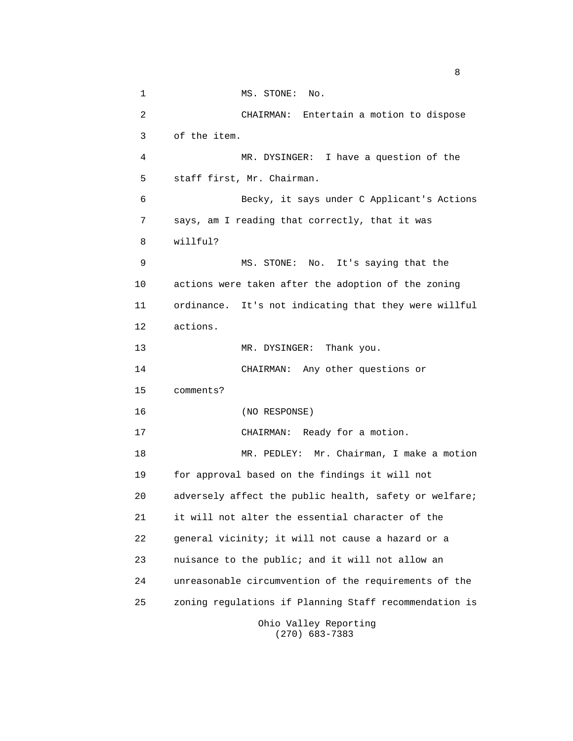MS. STONE: No.

CHAIRMAN: Entertain a motion to dispose of the item.

MR. DYSINGER: I have a question of the staff first, Mr. Chairman.

Becky, it says under C Applicant's Actions says, am I reading that correctly, that it was willful?

MS. STONE: No. It's saying that the actions were taken after the adoption of the zoning ordinance. It's not indicating that they were willful actions.

MR. DYSINGER: Thank you.

CHAIRMAN: Any other questions or comments?

(NO RESPONSE)

CHAIRMAN: Ready for a motion.

MR. PEDLEY: Mr. Chairman, I make a motion for approval based on the findings it will not adversely affect the public health, safety or welfare; it will not alter the essential character of the general vicinity; it will not cause a hazard or a nuisance to the public; and it will not allow an unreasonable circumvention of the requirements of the zoning regulations if Planning Staff recommendation is

Ohio Valley Reporting
(270) 683-7383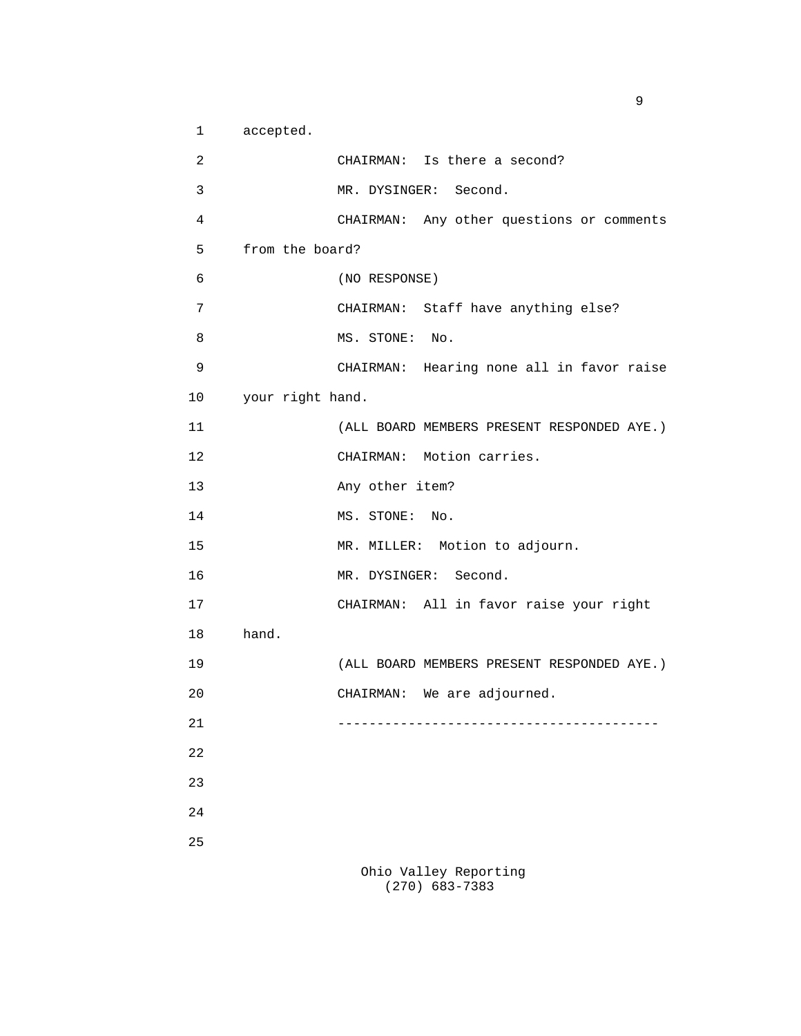accepted.

CHAIRMAN: Is there a second?

MR. DYSINGER: Second.

CHAIRMAN: Any other questions or comments from the board?

(NO RESPONSE)

CHAIRMAN: Staff have anything else?

MS. STONE: No.

CHAIRMAN: Hearing none all in favor raise your right hand.

(ALL BOARD MEMBERS PRESENT RESPONDED AYE.)

CHAIRMAN: Motion carries.

Any other item?

MS. STONE: No.

MR. MILLER: Motion to adjourn.

MR. DYSINGER: Second.

CHAIRMAN: All in favor raise your right hand.

(ALL BOARD MEMBERS PRESENT RESPONDED AYE.)

CHAIRMAN: We are adjourned.

----------------------------------------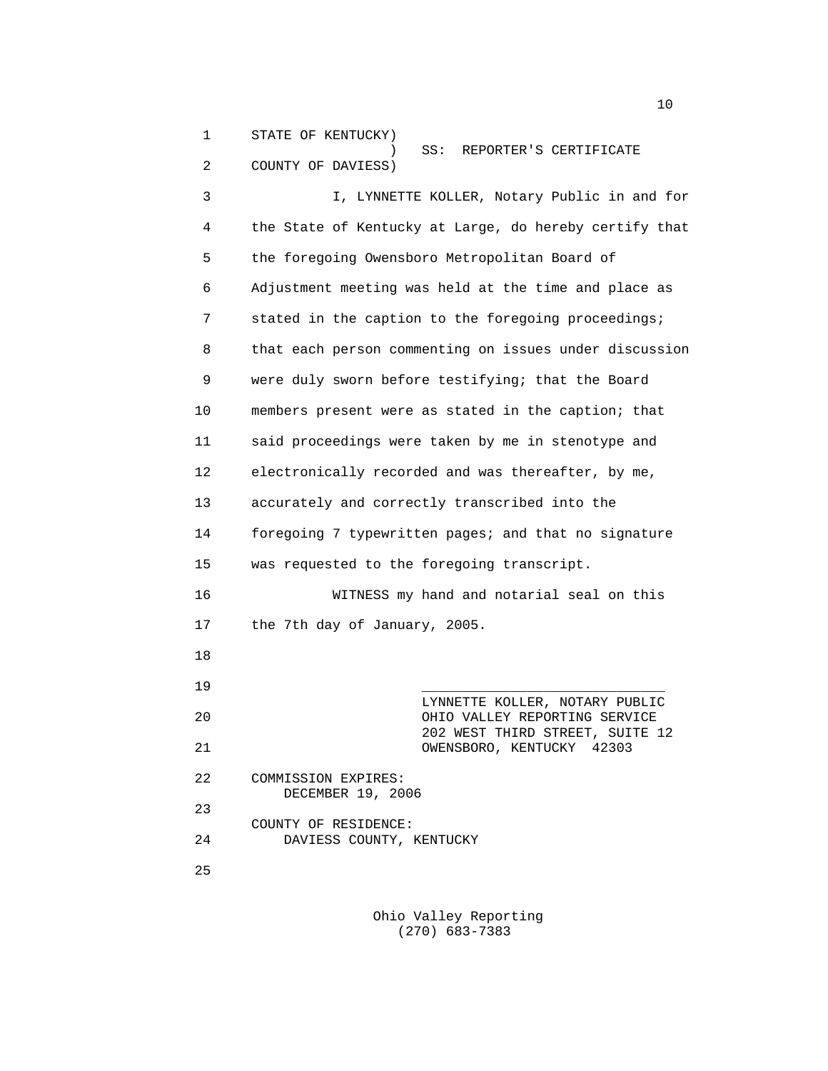STATE OF KENTUCKY)
                 )   SS:  REPORTER'S CERTIFICATE
COUNTY OF DAVIESS)

I, LYNNETTE KOLLER, Notary Public in and for the State of Kentucky at Large, do hereby certify that the foregoing Owensboro Metropolitan Board of Adjustment meeting was held at the time and place as stated in the caption to the foregoing proceedings; that each person commenting on issues under discussion were duly sworn before testifying; that the Board members present were as stated in the caption; that said proceedings were taken by me in stenotype and electronically recorded and was thereafter, by me, accurately and correctly transcribed into the foregoing 7 typewritten pages; and that no signature was requested to the foregoing transcript.

WITNESS my hand and notarial seal on this the 7th day of January, 2005.

______________________________
LYNNETTE KOLLER, NOTARY PUBLIC
OHIO VALLEY REPORTING SERVICE
202 WEST THIRD STREET, SUITE 12
OWENSBORO, KENTUCKY  42303

COMMISSION EXPIRES:
DECEMBER 19, 2006

COUNTY OF RESIDENCE:
DAVIESS COUNTY, KENTUCKY

Ohio Valley Reporting
(270) 683-7383